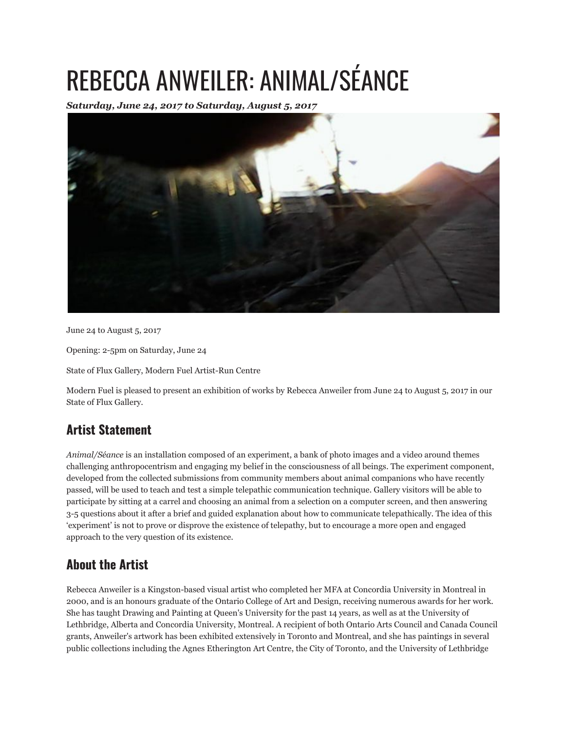# REBECCA ANWEILER: ANIMAL/SÉANCE

***Saturday, June 24, 2017 to Saturday, August 5, 2017***

June 24 to August 5, 2017

Opening: 2-5pm on Saturday, June 24

State of Flux Gallery, Modern Fuel Artist-Run Centre

Modern Fuel is pleased to present an exhibition of works by Rebecca Anweiler from June 24 to August 5, 2017 in our State of Flux Gallery.

## Artist Statement

*Animal/Séance* is an installation composed of an experiment, a bank of photo images and a video around themes challenging anthropocentrism and engaging my belief in the consciousness of all beings. The experiment component, developed from the collected submissions from community members about animal companions who have recently passed, will be used to teach and test a simple telepathic communication technique. Gallery visitors will be able to participate by sitting at a carrel and choosing an animal from a selection on a computer screen, and then answering 3-5 questions about it after a brief and guided explanation about how to communicate telepathically. The idea of this 'experiment' is not to prove or disprove the existence of telepathy, but to encourage a more open and engaged approach to the very question of its existence.

## About the Artist

Rebecca Anweiler is a Kingston-based visual artist who completed her MFA at Concordia University in Montreal in 2000, and is an honours graduate of the Ontario College of Art and Design, receiving numerous awards for her work. She has taught Drawing and Painting at Queen's University for the past 14 years, as well as at the University of Lethbridge, Alberta and Concordia University, Montreal. A recipient of both Ontario Arts Council and Canada Council grants, Anweiler's artwork has been exhibited extensively in Toronto and Montreal, and she has paintings in several public collections including the Agnes Etherington Art Centre, the City of Toronto, and the University of Lethbridge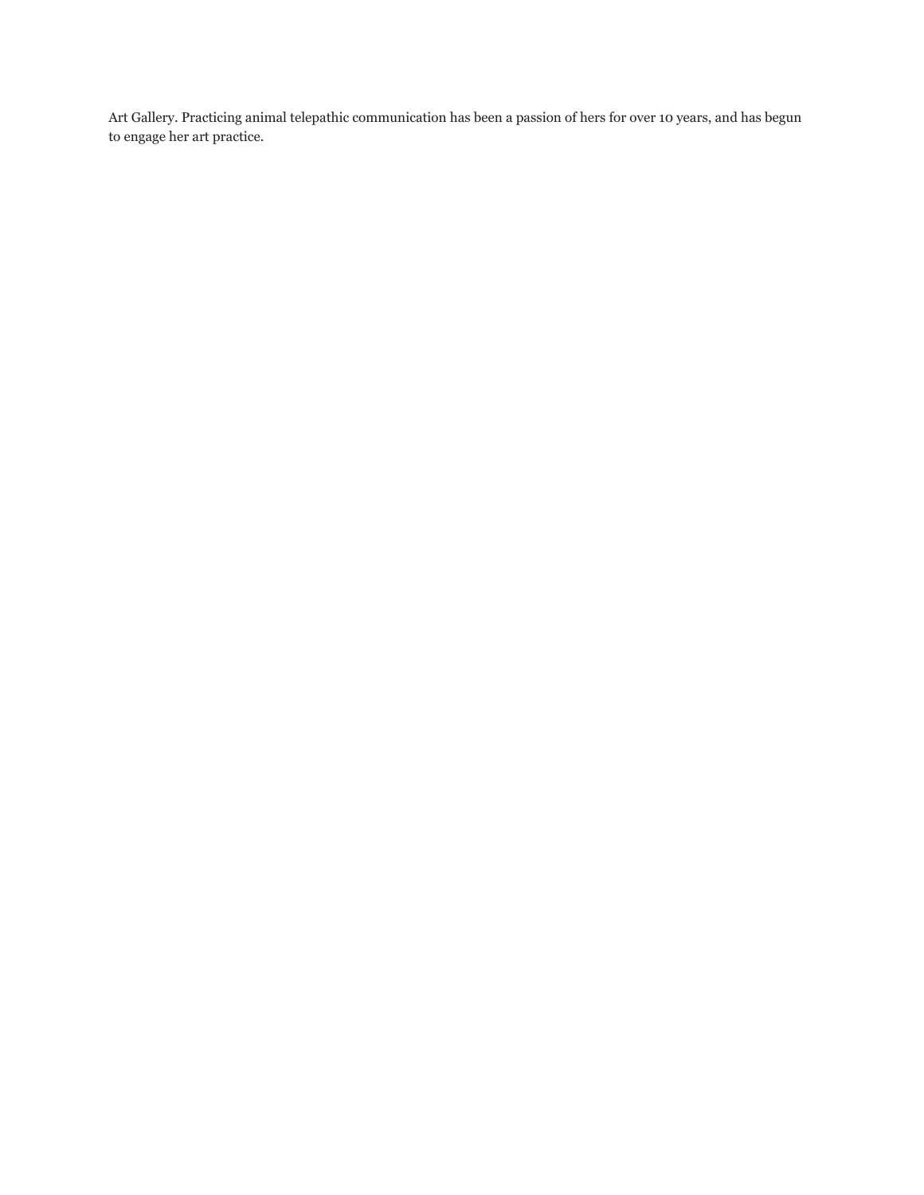Art Gallery. Practicing animal telepathic communication has been a passion of hers for over 10 years, and has begun to engage her art practice.